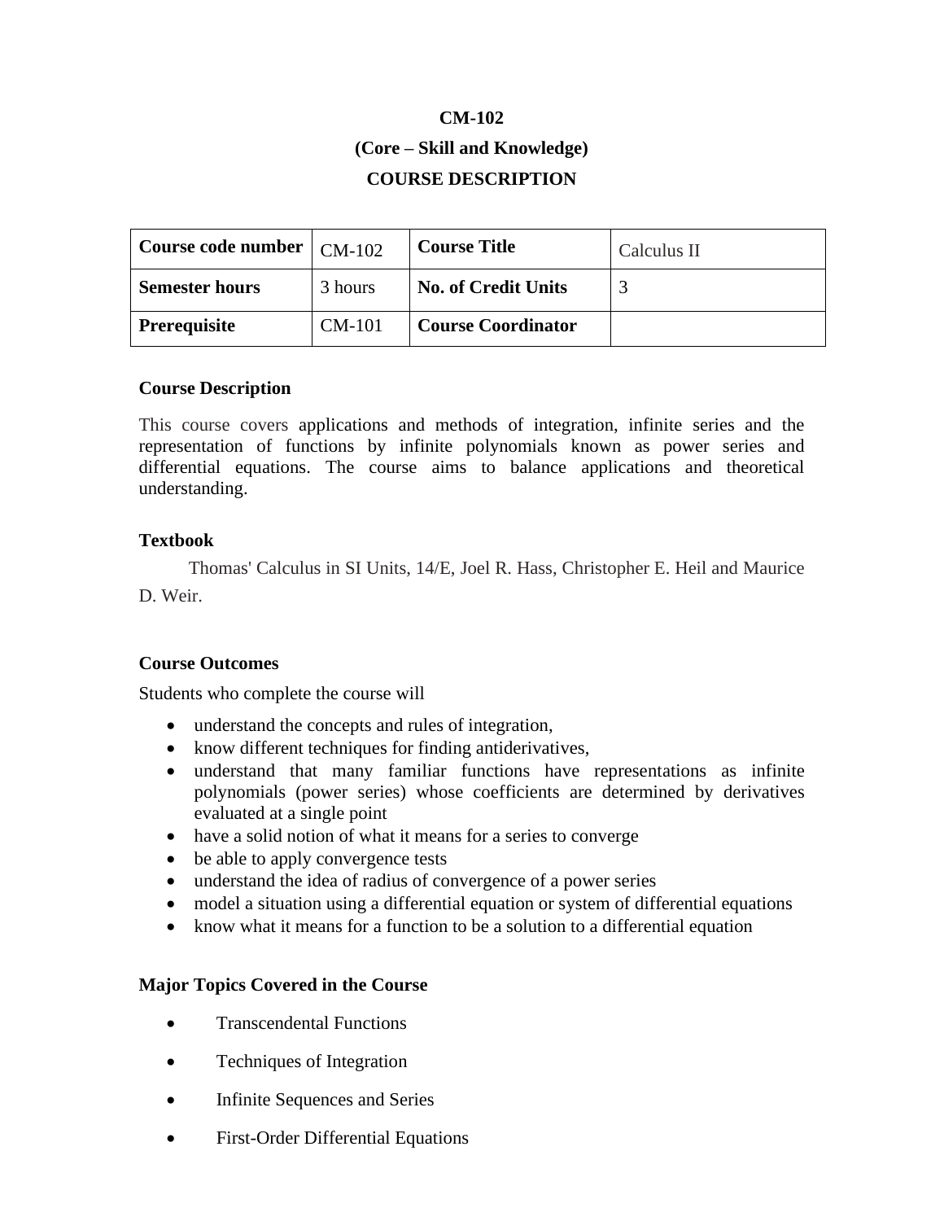**CM-102**

**(Core – Skill and Knowledge)**

**COURSE DESCRIPTION**

| **Course code number** | CM-102 | **Course Title** | Calculus II |
|---|---|---|---|
| **Semester hours** | 3 hours | **No. of Credit Units** | 3 |
| **Prerequisite** | CM-101 | **Course Coordinator** | |

### Course Description

This course covers applications and methods of integration, infinite series and the representation of functions by infinite polynomials known as power series and differential equations. The course aims to balance applications and theoretical understanding.

### Textbook

Thomas' Calculus in SI Units, 14/E, Joel R. Hass, Christopher E. Heil and Maurice D. Weir.

### Course Outcomes

Students who complete the course will

- understand the concepts and rules of integration,
- know different techniques for finding antiderivatives,
- understand that many familiar functions have representations as infinite polynomials (power series) whose coefficients are determined by derivatives evaluated at a single point
- have a solid notion of what it means for a series to converge
- be able to apply convergence tests
- understand the idea of radius of convergence of a power series
- model a situation using a differential equation or system of differential equations
- know what it means for a function to be a solution to a differential equation

### Major Topics Covered in the Course

- Transcendental Functions
- Techniques of Integration
- Infinite Sequences and Series
- First-Order Differential Equations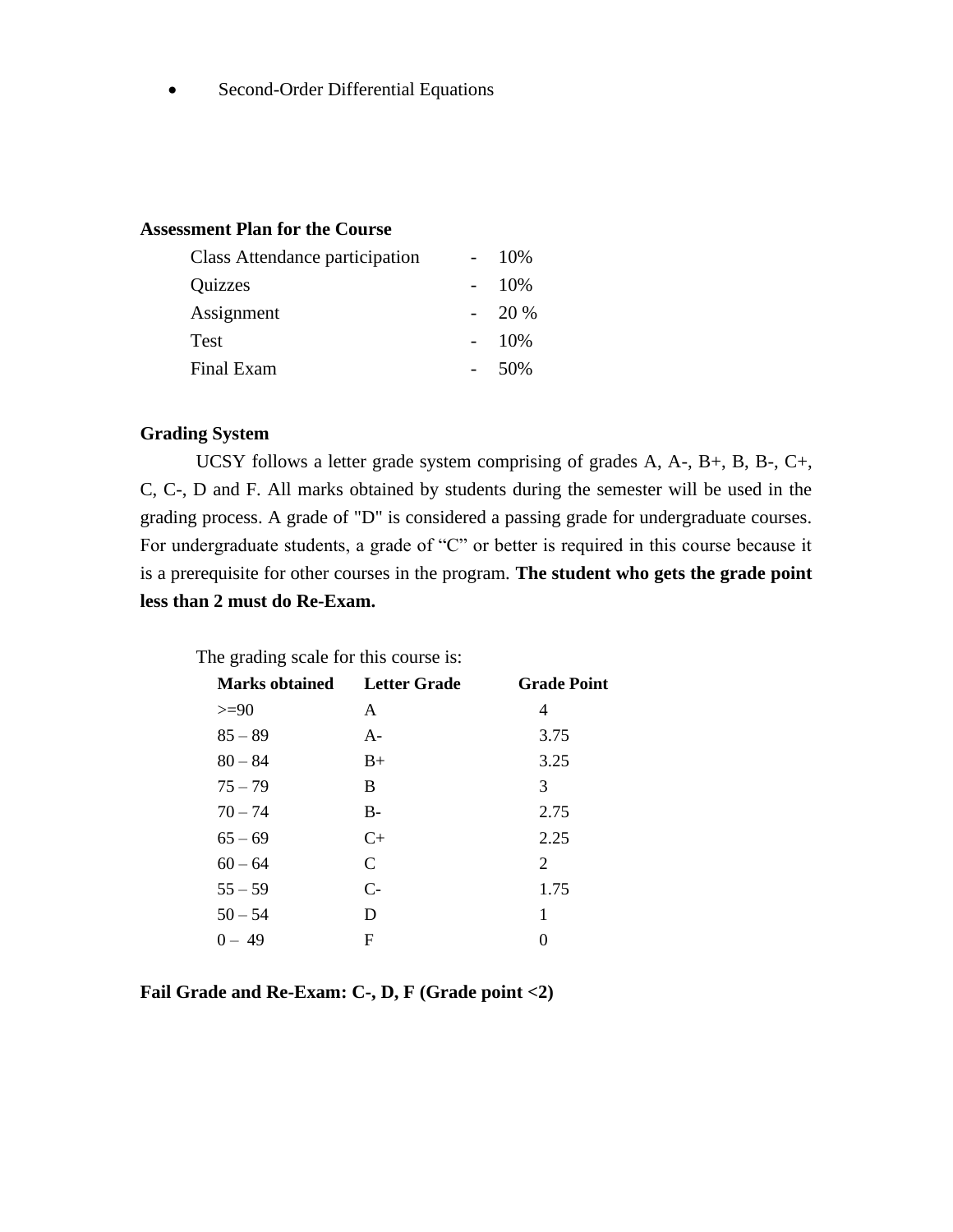- Second-Order Differential Equations

**Assessment Plan for the Course**

| | | |
|---|---|---|
| Class Attendance participation | - | 10% |
| Quizzes | - | 10% |
| Assignment | - | 20 % |
| Test | - | 10% |
| Final Exam | - | 50% |

**Grading System**

UCSY follows a letter grade system comprising of grades A, A-, B+, B, B-, C+, C, C-, D and F. All marks obtained by students during the semester will be used in the grading process. A grade of "D" is considered a passing grade for undergraduate courses. For undergraduate students, a grade of "C" or better is required in this course because it is a prerequisite for other courses in the program. **The student who gets the grade point less than 2 must do Re-Exam.**

The grading scale for this course is:

| Marks obtained | Letter Grade | Grade Point |
|---|---|---|
| >=90 | A | 4 |
| 85 – 89 | A- | 3.75 |
| 80 – 84 | B+ | 3.25 |
| 75 – 79 | B | 3 |
| 70 – 74 | B- | 2.75 |
| 65 – 69 | C+ | 2.25 |
| 60 – 64 | C | 2 |
| 55 – 59 | C- | 1.75 |
| 50 – 54 | D | 1 |
| 0 – 49 | F | 0 |

**Fail Grade and Re-Exam: C-, D, F (Grade point <2)**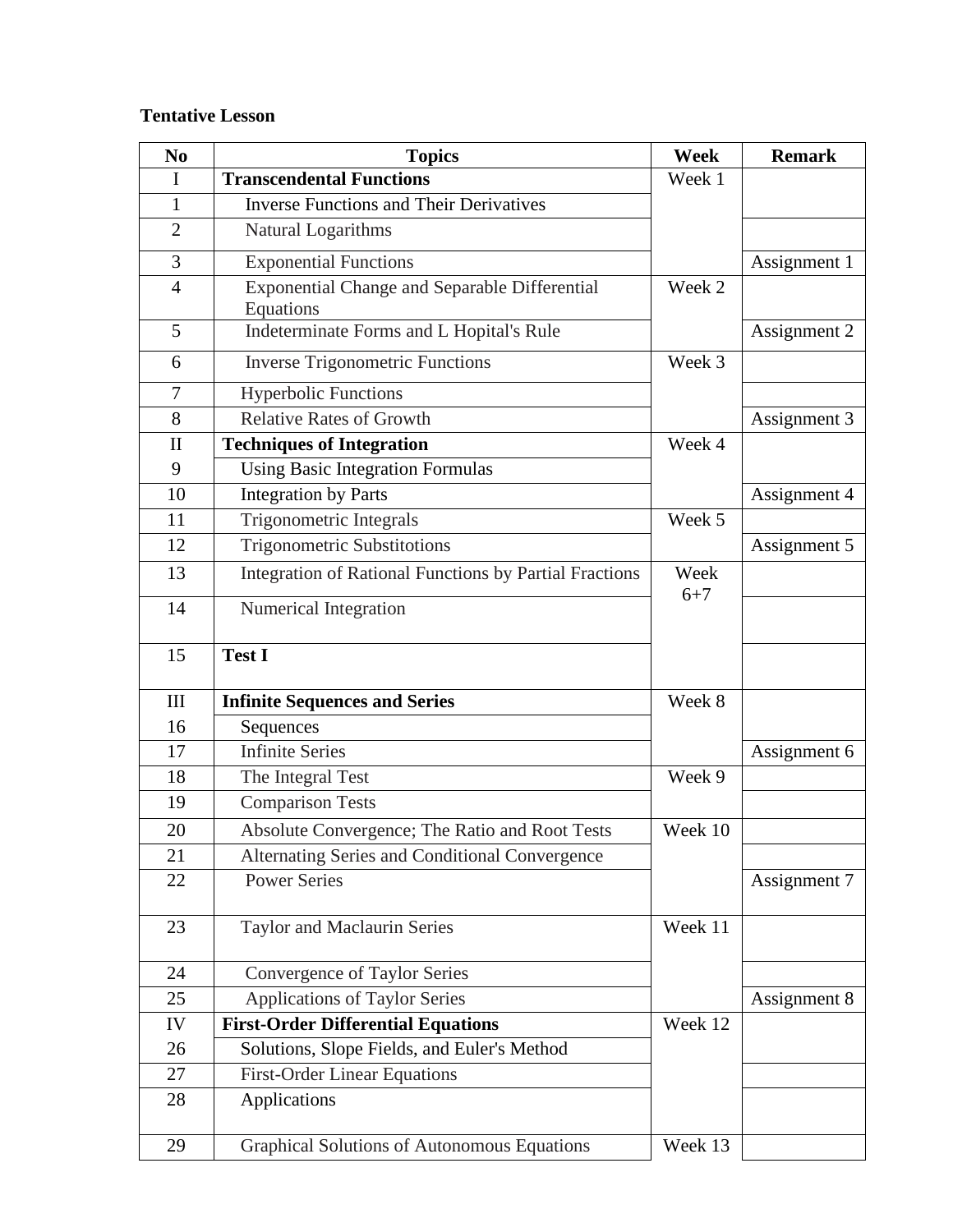**Tentative Lesson**

| No | Topics | Week | Remark |
|---|---|---|---|
| I | **Transcendental Functions** | Week 1 | |
| 1 | Inverse Functions and Their Derivatives | | |
| 2 | Natural Logarithms | | |
| 3 | Exponential Functions | | Assignment 1 |
| 4 | Exponential Change and Separable Differential Equations | Week 2 | |
| 5 | Indeterminate Forms and L Hopital's Rule | | Assignment 2 |
| 6 | Inverse Trigonometric Functions | Week 3 | |
| 7 | Hyperbolic Functions | | |
| 8 | Relative Rates of Growth | | Assignment 3 |
| II | **Techniques of Integration** | Week 4 | |
| 9 | Using Basic Integration Formulas | | |
| 10 | Integration by Parts | | Assignment 4 |
| 11 | Trigonometric Integrals | Week 5 | |
| 12 | Trigonometric Substitotions | | Assignment 5 |
| 13 | Integration of Rational Functions by Partial Fractions | Week 6+7 | |
| 14 | Numerical Integration | | |
| 15 | **Test I** | | |
| III | **Infinite Sequences and Series** | Week 8 | |
| 16 | Sequences | | |
| 17 | Infinite Series | | Assignment 6 |
| 18 | The Integral Test | Week 9 | |
| 19 | Comparison Tests | | |
| 20 | Absolute Convergence; The Ratio and Root Tests | Week 10 | |
| 21 | Alternating Series and Conditional Convergence | | |
| 22 | Power Series | | Assignment 7 |
| 23 | Taylor and Maclaurin Series | Week 11 | |
| 24 | Convergence of Taylor Series | | |
| 25 | Applications of Taylor Series | | Assignment 8 |
| IV | **First-Order Differential Equations** | Week 12 | |
| 26 | Solutions, Slope Fields, and Euler's Method | | |
| 27 | First-Order Linear Equations | | |
| 28 | Applications | | |
| 29 | Graphical Solutions of Autonomous Equations | Week 13 | |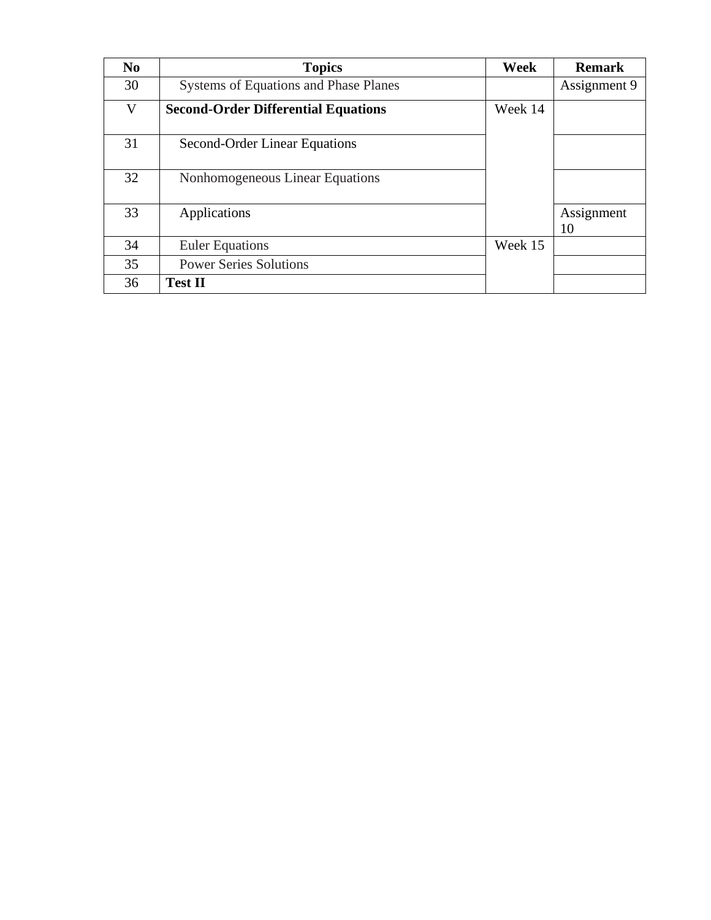| No | Topics | Week | Remark |
|---|---|---|---|
| 30 | Systems of Equations and Phase Planes | | Assignment 9 |
| V | **Second-Order Differential Equations** | Week 14 | |
| 31 | Second-Order Linear Equations | | |
| 32 | Nonhomogeneous Linear Equations | | |
| 33 | Applications | | Assignment 10 |
| 34 | Euler Equations | Week 15 | |
| 35 | Power Series Solutions | | |
| 36 | **Test II** | | |